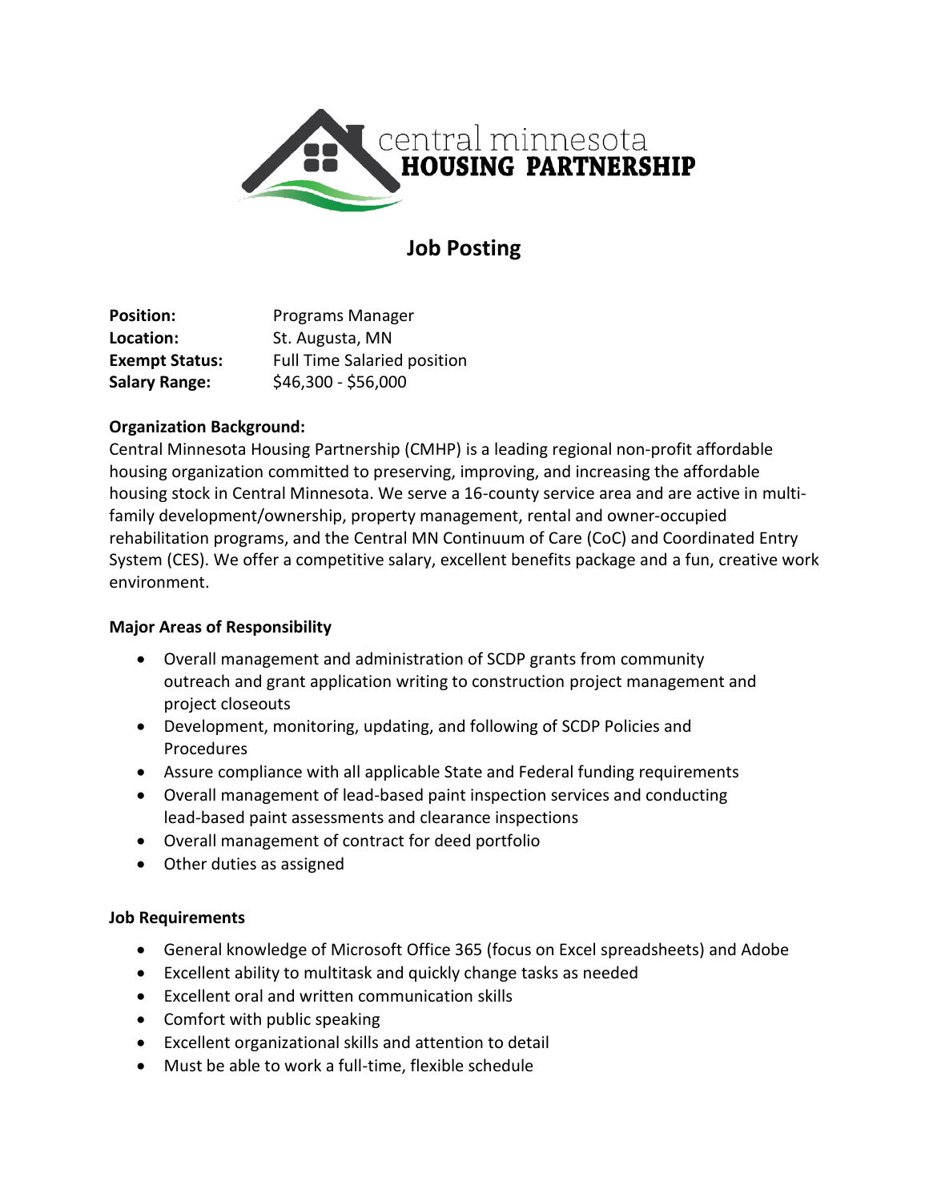central minnesota
**HOUSING PARTNERSHIP**

# Job Posting

| | |
|---|---|
| **Position:** | Programs Manager |
| **Location:** | St. Augusta, MN |
| **Exempt Status:** | Full Time Salaried position |
| **Salary Range:** | $46,300 - $56,000 |

**Organization Background:**
Central Minnesota Housing Partnership (CMHP) is a leading regional non-profit affordable housing organization committed to preserving, improving, and increasing the affordable housing stock in Central Minnesota. We serve a 16-county service area and are active in multi-family development/ownership, property management, rental and owner-occupied rehabilitation programs, and the Central MN Continuum of Care (CoC) and Coordinated Entry System (CES). We offer a competitive salary, excellent benefits package and a fun, creative work environment.

**Major Areas of Responsibility**

- Overall management and administration of SCDP grants from community outreach and grant application writing to construction project management and project closeouts
- Development, monitoring, updating, and following of SCDP Policies and Procedures
- Assure compliance with all applicable State and Federal funding requirements
- Overall management of lead-based paint inspection services and conducting lead-based paint assessments and clearance inspections
- Overall management of contract for deed portfolio
- Other duties as assigned

**Job Requirements**

- General knowledge of Microsoft Office 365 (focus on Excel spreadsheets) and Adobe
- Excellent ability to multitask and quickly change tasks as needed
- Excellent oral and written communication skills
- Comfort with public speaking
- Excellent organizational skills and attention to detail
- Must be able to work a full-time, flexible schedule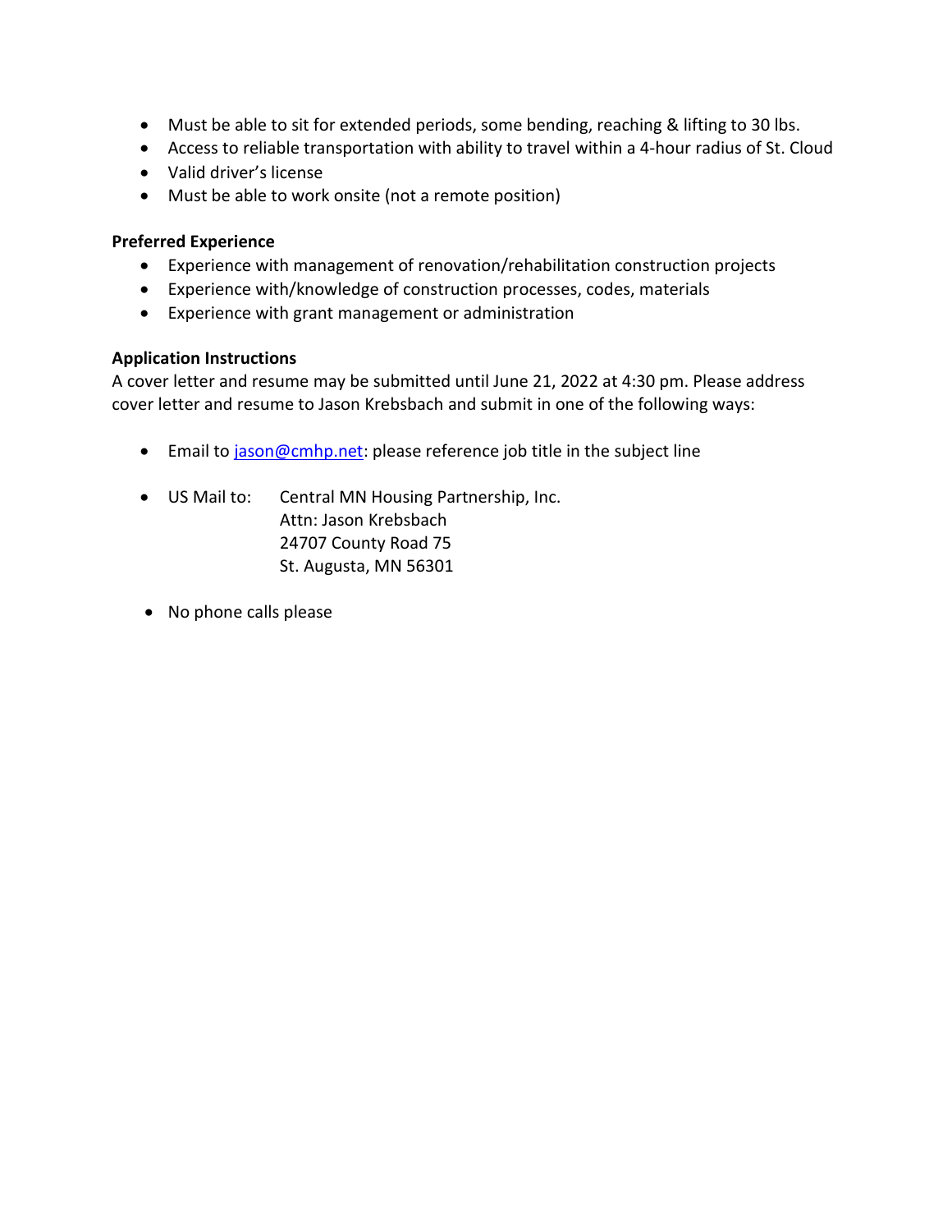- Must be able to sit for extended periods, some bending, reaching & lifting to 30 lbs.
- Access to reliable transportation with ability to travel within a 4-hour radius of St. Cloud
- Valid driver's license
- Must be able to work onsite (not a remote position)

**Preferred Experience**

- Experience with management of renovation/rehabilitation construction projects
- Experience with/knowledge of construction processes, codes, materials
- Experience with grant management or administration

**Application Instructions**

A cover letter and resume may be submitted until June 21, 2022 at 4:30 pm. Please address cover letter and resume to Jason Krebsbach and submit in one of the following ways:

- Email to jason@cmhp.net: please reference job title in the subject line
- US Mail to: Central MN Housing Partnership, Inc.
  Attn: Jason Krebsbach
  24707 County Road 75
  St. Augusta, MN 56301
- No phone calls please